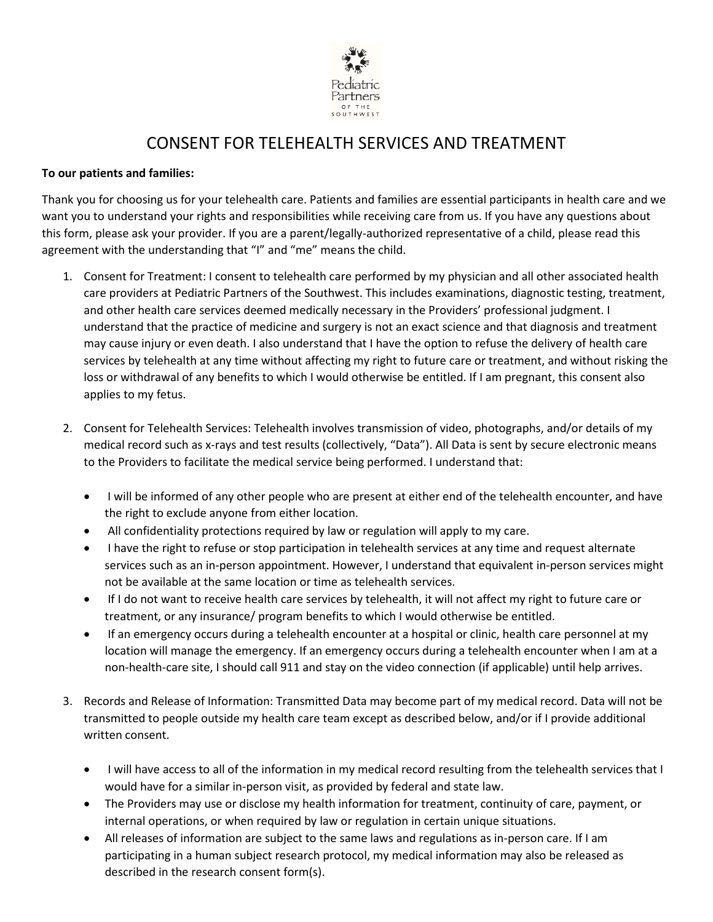Pediatric Partners OF THE SOUTHWEST

# CONSENT FOR TELEHEALTH SERVICES AND TREATMENT

**To our patients and families:**

Thank you for choosing us for your telehealth care. Patients and families are essential participants in health care and we want you to understand your rights and responsibilities while receiving care from us. If you have any questions about this form, please ask your provider. If you are a parent/legally-authorized representative of a child, please read this agreement with the understanding that "I" and "me" means the child.

1. Consent for Treatment: I consent to telehealth care performed by my physician and all other associated health care providers at Pediatric Partners of the Southwest. This includes examinations, diagnostic testing, treatment, and other health care services deemed medically necessary in the Providers' professional judgment. I understand that the practice of medicine and surgery is not an exact science and that diagnosis and treatment may cause injury or even death. I also understand that I have the option to refuse the delivery of health care services by telehealth at any time without affecting my right to future care or treatment, and without risking the loss or withdrawal of any benefits to which I would otherwise be entitled. If I am pregnant, this consent also applies to my fetus.

2. Consent for Telehealth Services: Telehealth involves transmission of video, photographs, and/or details of my medical record such as x-rays and test results (collectively, "Data"). All Data is sent by secure electronic means to the Providers to facilitate the medical service being performed. I understand that:

    - I will be informed of any other people who are present at either end of the telehealth encounter, and have the right to exclude anyone from either location.
    - All confidentiality protections required by law or regulation will apply to my care.
    - I have the right to refuse or stop participation in telehealth services at any time and request alternate services such as an in-person appointment. However, I understand that equivalent in-person services might not be available at the same location or time as telehealth services.
    - If I do not want to receive health care services by telehealth, it will not affect my right to future care or treatment, or any insurance/ program benefits to which I would otherwise be entitled.
    - If an emergency occurs during a telehealth encounter at a hospital or clinic, health care personnel at my location will manage the emergency. If an emergency occurs during a telehealth encounter when I am at a non-health-care site, I should call 911 and stay on the video connection (if applicable) until help arrives.

3. Records and Release of Information: Transmitted Data may become part of my medical record. Data will not be transmitted to people outside my health care team except as described below, and/or if I provide additional written consent.

    - I will have access to all of the information in my medical record resulting from the telehealth services that I would have for a similar in-person visit, as provided by federal and state law.
    - The Providers may use or disclose my health information for treatment, continuity of care, payment, or internal operations, or when required by law or regulation in certain unique situations.
    - All releases of information are subject to the same laws and regulations as in-person care. If I am participating in a human subject research protocol, my medical information may also be released as described in the research consent form(s).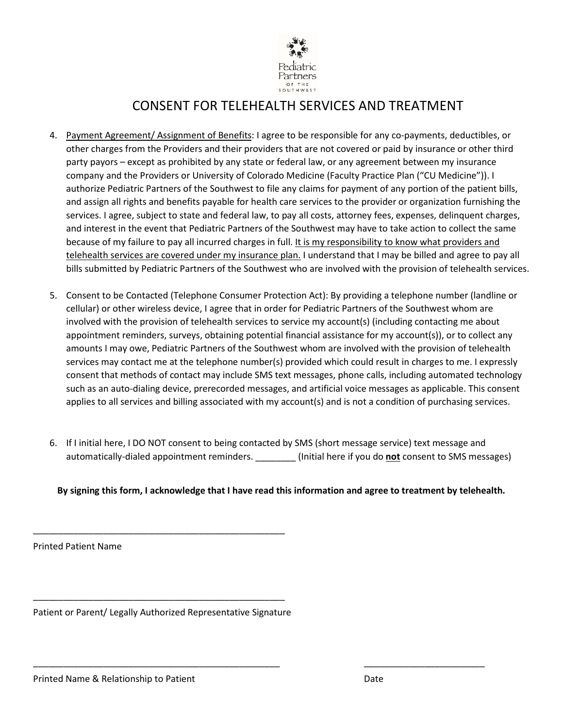# CONSENT FOR TELEHEALTH SERVICES AND TREATMENT

4. Payment Agreement/ Assignment of Benefits: I agree to be responsible for any co-payments, deductibles, or other charges from the Providers and their providers that are not covered or paid by insurance or other third party payors – except as prohibited by any state or federal law, or any agreement between my insurance company and the Providers or University of Colorado Medicine (Faculty Practice Plan ("CU Medicine")). I authorize Pediatric Partners of the Southwest to file any claims for payment of any portion of the patient bills, and assign all rights and benefits payable for health care services to the provider or organization furnishing the services. I agree, subject to state and federal law, to pay all costs, attorney fees, expenses, delinquent charges, and interest in the event that Pediatric Partners of the Southwest may have to take action to collect the same because of my failure to pay all incurred charges in full. It is my responsibility to know what providers and telehealth services are covered under my insurance plan. I understand that I may be billed and agree to pay all bills submitted by Pediatric Partners of the Southwest who are involved with the provision of telehealth services.

5. Consent to be Contacted (Telephone Consumer Protection Act): By providing a telephone number (landline or cellular) or other wireless device, I agree that in order for Pediatric Partners of the Southwest whom are involved with the provision of telehealth services to service my account(s) (including contacting me about appointment reminders, surveys, obtaining potential financial assistance for my account(s)), or to collect any amounts I may owe, Pediatric Partners of the Southwest whom are involved with the provision of telehealth services may contact me at the telephone number(s) provided which could result in charges to me. I expressly consent that methods of contact may include SMS text messages, phone calls, including automated technology such as an auto-dialing device, prerecorded messages, and artificial voice messages as applicable. This consent applies to all services and billing associated with my account(s) and is not a condition of purchasing services.

6. If I initial here, I DO NOT consent to being contacted by SMS (short message service) text message and automatically-dialed appointment reminders. ________ (Initial here if you do **not** consent to SMS messages)

**By signing this form, I acknowledge that I have read this information and agree to treatment by telehealth.**

____________________________________________________

Printed Patient Name

____________________________________________________

Patient or Parent/ Legally Authorized Representative Signature

____________________________________________________ ________________________

Printed Name & Relationship to Patient Date